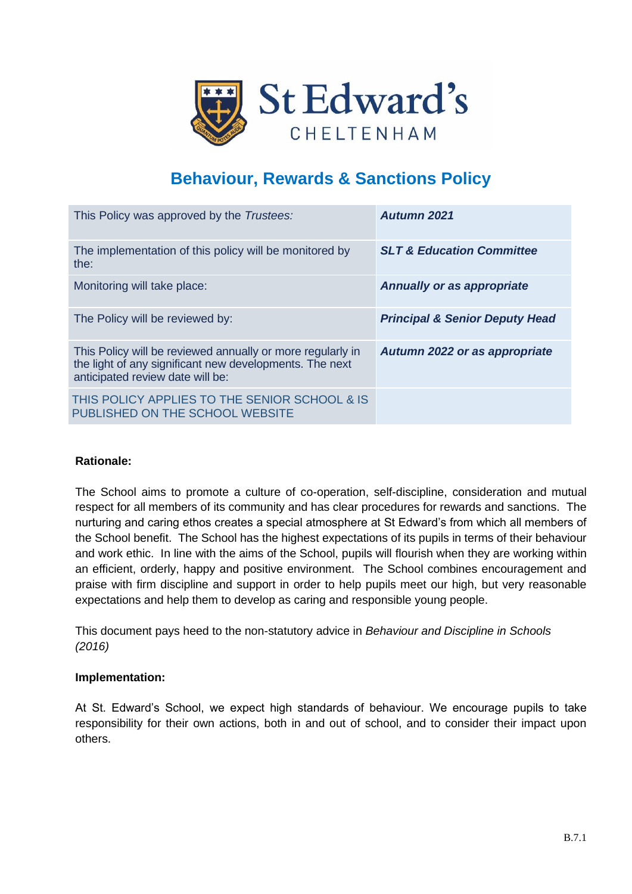St Edward's
CHELTENHAM

# Behaviour, Rewards & Sanctions Policy

| This Policy was approved by the *Trustees:* | ***Autumn 2021*** |
|---|---|
| The implementation of this policy will be monitored by the: | ***SLT & Education Committee*** |
| Monitoring will take place: | ***Annually or as appropriate*** |
| The Policy will be reviewed by: | ***Principal & Senior Deputy Head*** |
| This Policy will be reviewed annually or more regularly in the light of any significant new developments. The next anticipated review date will be: | ***Autumn 2022 or as appropriate*** |
| THIS POLICY APPLIES TO THE SENIOR SCHOOL & IS PUBLISHED ON THE SCHOOL WEBSITE | |

**Rationale:**

The School aims to promote a culture of co-operation, self-discipline, consideration and mutual respect for all members of its community and has clear procedures for rewards and sanctions. The nurturing and caring ethos creates a special atmosphere at St Edward's from which all members of the School benefit. The School has the highest expectations of its pupils in terms of their behaviour and work ethic. In line with the aims of the School, pupils will flourish when they are working within an efficient, orderly, happy and positive environment. The School combines encouragement and praise with firm discipline and support in order to help pupils meet our high, but very reasonable expectations and help them to develop as caring and responsible young people.

This document pays heed to the non-statutory advice in *Behaviour and Discipline in Schools (2016)*

**Implementation:**

At St. Edward's School, we expect high standards of behaviour. We encourage pupils to take responsibility for their own actions, both in and out of school, and to consider their impact upon others.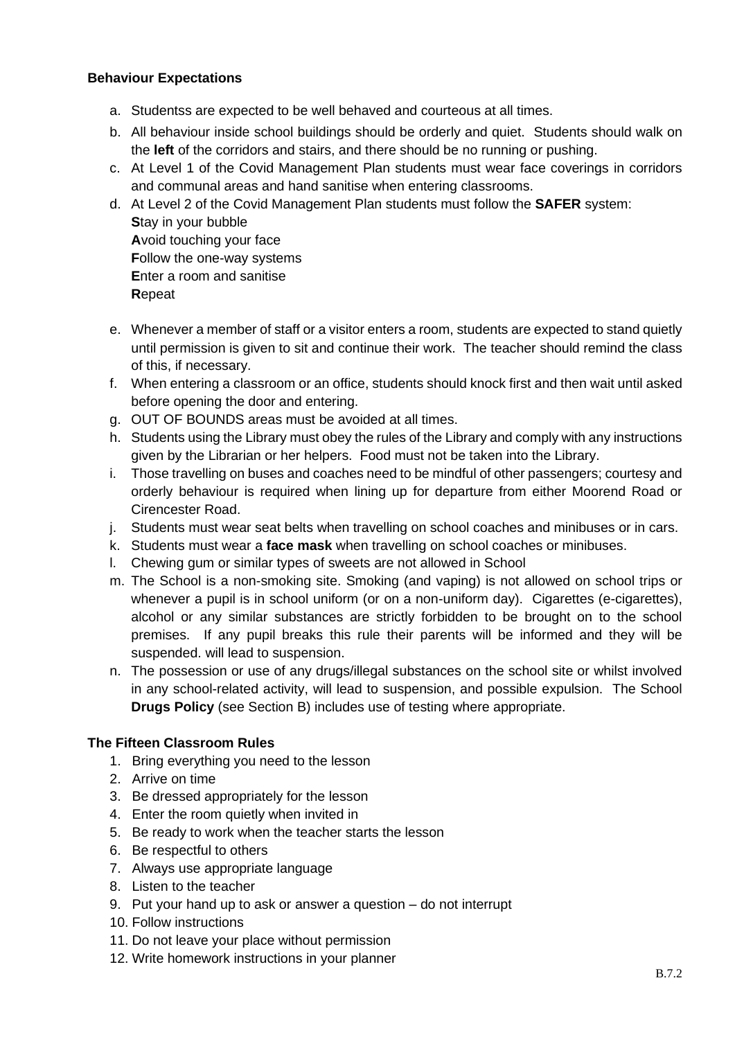**Behaviour Expectations**

a. Studentss are expected to be well behaved and courteous at all times.
b. All behaviour inside school buildings should be orderly and quiet. Students should walk on the **left** of the corridors and stairs, and there should be no running or pushing.
c. At Level 1 of the Covid Management Plan students must wear face coverings in corridors and communal areas and hand sanitise when entering classrooms.
d. At Level 2 of the Covid Management Plan students must follow the **SAFER** system:
   **S**tay in your bubble
   **A**void touching your face
   **F**ollow the one-way systems
   **E**nter a room and sanitise
   **R**epeat
e. Whenever a member of staff or a visitor enters a room, students are expected to stand quietly until permission is given to sit and continue their work. The teacher should remind the class of this, if necessary.
f. When entering a classroom or an office, students should knock first and then wait until asked before opening the door and entering.
g. OUT OF BOUNDS areas must be avoided at all times.
h. Students using the Library must obey the rules of the Library and comply with any instructions given by the Librarian or her helpers. Food must not be taken into the Library.
i. Those travelling on buses and coaches need to be mindful of other passengers; courtesy and orderly behaviour is required when lining up for departure from either Moorend Road or Cirencester Road.
j. Students must wear seat belts when travelling on school coaches and minibuses or in cars.
k. Students must wear a **face mask** when travelling on school coaches or minibuses.
l. Chewing gum or similar types of sweets are not allowed in School
m. The School is a non-smoking site. Smoking (and vaping) is not allowed on school trips or whenever a pupil is in school uniform (or on a non-uniform day). Cigarettes (e-cigarettes), alcohol or any similar substances are strictly forbidden to be brought on to the school premises. If any pupil breaks this rule their parents will be informed and they will be suspended. will lead to suspension.
n. The possession or use of any drugs/illegal substances on the school site or whilst involved in any school-related activity, will lead to suspension, and possible expulsion. The School **Drugs Policy** (see Section B) includes use of testing where appropriate.

**The Fifteen Classroom Rules**

1. Bring everything you need to the lesson
2. Arrive on time
3. Be dressed appropriately for the lesson
4. Enter the room quietly when invited in
5. Be ready to work when the teacher starts the lesson
6. Be respectful to others
7. Always use appropriate language
8. Listen to the teacher
9. Put your hand up to ask or answer a question – do not interrupt
10. Follow instructions
11. Do not leave your place without permission
12. Write homework instructions in your planner

B.7.2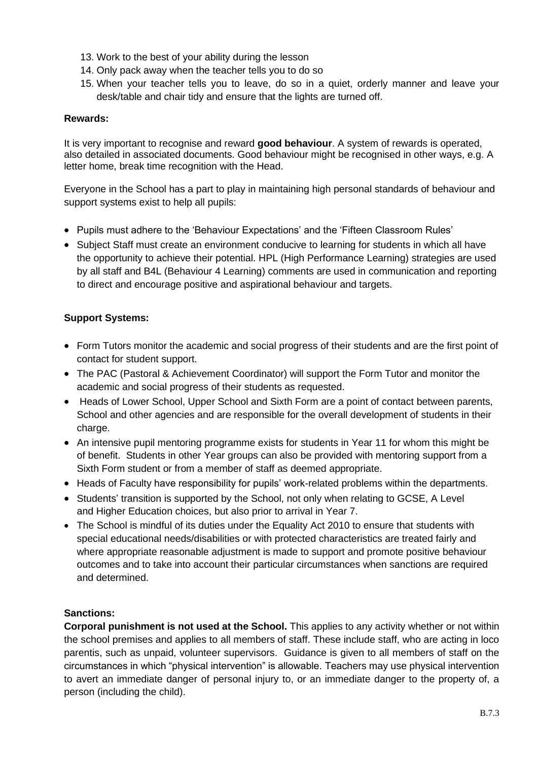13. Work to the best of your ability during the lesson
14. Only pack away when the teacher tells you to do so
15. When your teacher tells you to leave, do so in a quiet, orderly manner and leave your desk/table and chair tidy and ensure that the lights are turned off.

**Rewards:**

It is very important to recognise and reward **good behaviour**. A system of rewards is operated, also detailed in associated documents. Good behaviour might be recognised in other ways, e.g. A letter home, break time recognition with the Head.

Everyone in the School has a part to play in maintaining high personal standards of behaviour and support systems exist to help all pupils:

- Pupils must adhere to the 'Behaviour Expectations' and the 'Fifteen Classroom Rules'
- Subject Staff must create an environment conducive to learning for students in which all have the opportunity to achieve their potential. HPL (High Performance Learning) strategies are used by all staff and B4L (Behaviour 4 Learning) comments are used in communication and reporting to direct and encourage positive and aspirational behaviour and targets.

**Support Systems:**

- Form Tutors monitor the academic and social progress of their students and are the first point of contact for student support.
- The PAC (Pastoral & Achievement Coordinator) will support the Form Tutor and monitor the academic and social progress of their students as requested.
- Heads of Lower School, Upper School and Sixth Form are a point of contact between parents, School and other agencies and are responsible for the overall development of students in their charge.
- An intensive pupil mentoring programme exists for students in Year 11 for whom this might be of benefit. Students in other Year groups can also be provided with mentoring support from a Sixth Form student or from a member of staff as deemed appropriate.
- Heads of Faculty have responsibility for pupils' work-related problems within the departments.
- Students' transition is supported by the School, not only when relating to GCSE, A Level and Higher Education choices, but also prior to arrival in Year 7.
- The School is mindful of its duties under the Equality Act 2010 to ensure that students with special educational needs/disabilities or with protected characteristics are treated fairly and where appropriate reasonable adjustment is made to support and promote positive behaviour outcomes and to take into account their particular circumstances when sanctions are required and determined.

**Sanctions:**

**Corporal punishment is not used at the School.** This applies to any activity whether or not within the school premises and applies to all members of staff. These include staff, who are acting in loco parentis, such as unpaid, volunteer supervisors. Guidance is given to all members of staff on the circumstances in which "physical intervention" is allowable. Teachers may use physical intervention to avert an immediate danger of personal injury to, or an immediate danger to the property of, a person (including the child).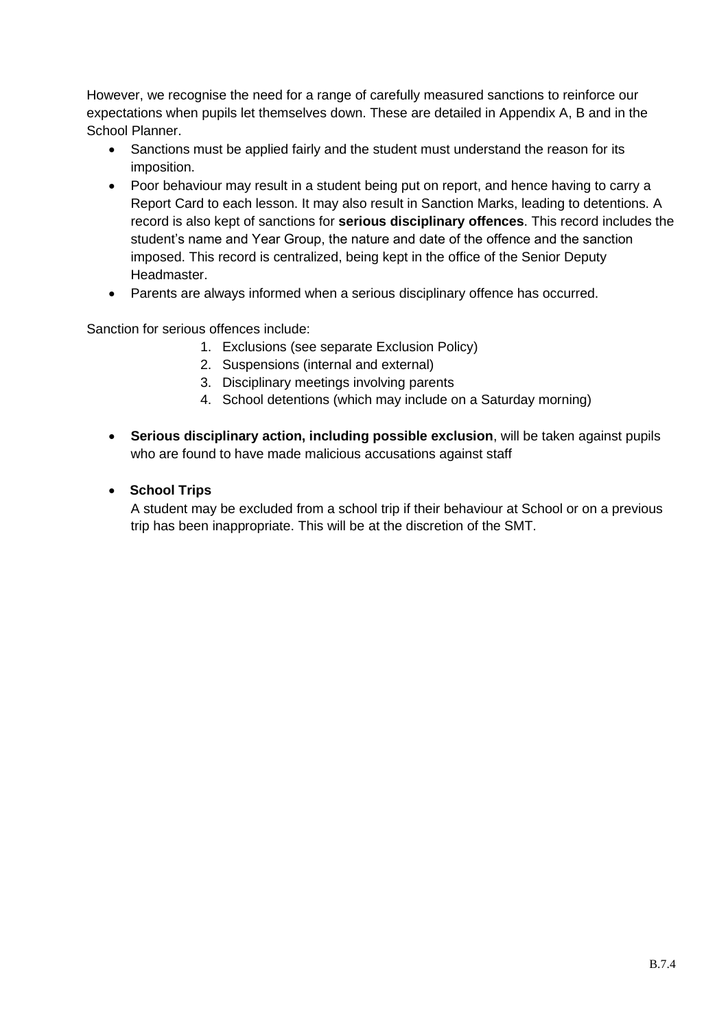However, we recognise the need for a range of carefully measured sanctions to reinforce our expectations when pupils let themselves down. These are detailed in Appendix A, B and in the School Planner.

- Sanctions must be applied fairly and the student must understand the reason for its imposition.
- Poor behaviour may result in a student being put on report, and hence having to carry a Report Card to each lesson. It may also result in Sanction Marks, leading to detentions. A record is also kept of sanctions for **serious disciplinary offences**. This record includes the student's name and Year Group, the nature and date of the offence and the sanction imposed. This record is centralized, being kept in the office of the Senior Deputy Headmaster.
- Parents are always informed when a serious disciplinary offence has occurred.

Sanction for serious offences include:

1. Exclusions (see separate Exclusion Policy)
2. Suspensions (internal and external)
3. Disciplinary meetings involving parents
4. School detentions (which may include on a Saturday morning)

- **Serious disciplinary action, including possible exclusion**, will be taken against pupils who are found to have made malicious accusations against staff

- **School Trips**

  A student may be excluded from a school trip if their behaviour at School or on a previous trip has been inappropriate. This will be at the discretion of the SMT.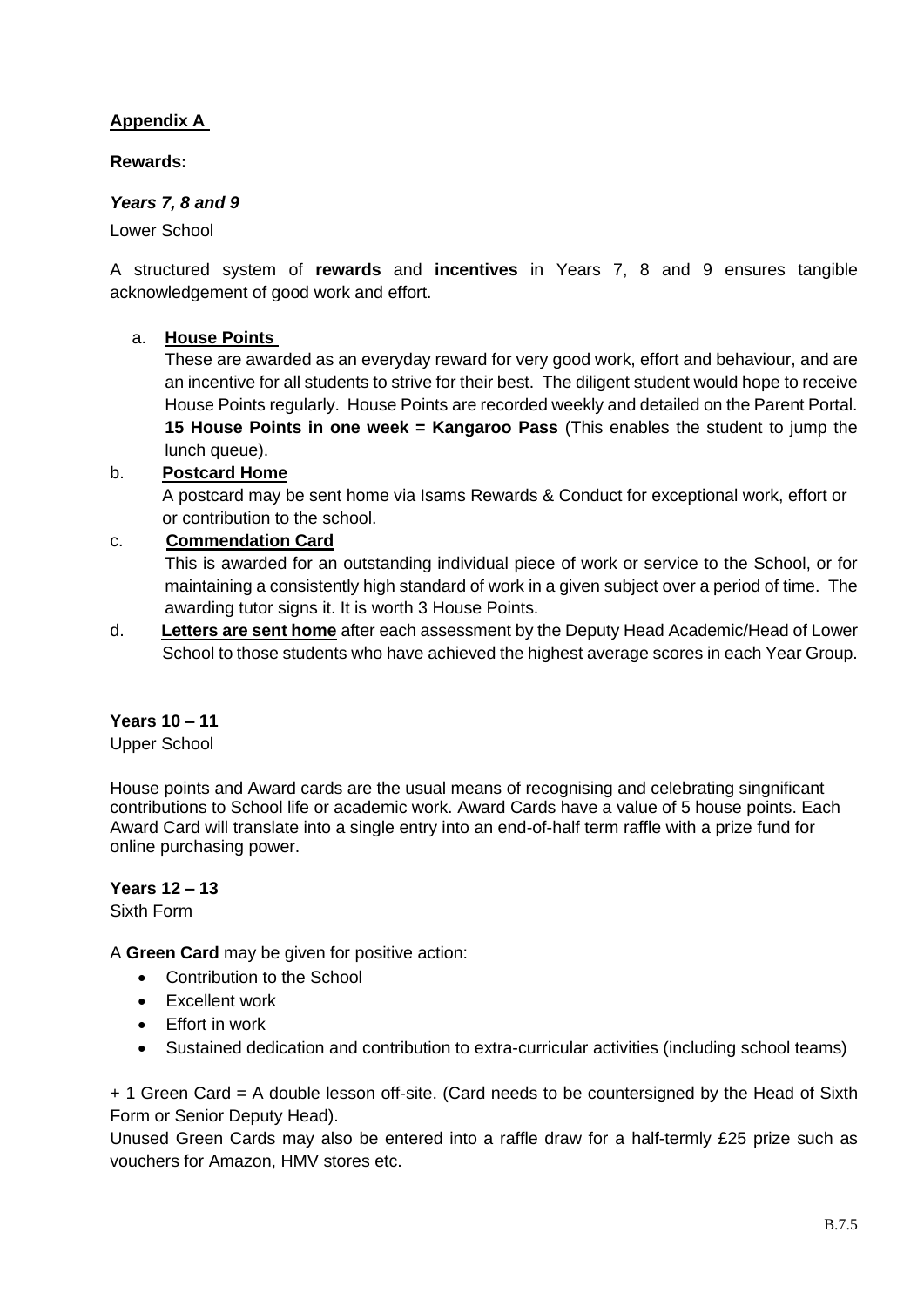**Appendix A**

**Rewards:**

***Years 7, 8 and 9***

Lower School

A structured system of **rewards** and **incentives** in Years 7, 8 and 9 ensures tangible acknowledgement of good work and effort.

a. **House Points**
   These are awarded as an everyday reward for very good work, effort and behaviour, and are an incentive for all students to strive for their best. The diligent student would hope to receive House Points regularly. House Points are recorded weekly and detailed on the Parent Portal. **15 House Points in one week = Kangaroo Pass** (This enables the student to jump the lunch queue).

b. **Postcard Home**
   A postcard may be sent home via Isams Rewards & Conduct for exceptional work, effort or or contribution to the school.

c. **Commendation Card**
   This is awarded for an outstanding individual piece of work or service to the School, or for maintaining a consistently high standard of work in a given subject over a period of time. The awarding tutor signs it. It is worth 3 House Points.

d. **Letters are sent home** after each assessment by the Deputy Head Academic/Head of Lower School to those students who have achieved the highest average scores in each Year Group.

**Years 10 – 11**

Upper School

House points and Award cards are the usual means of recognising and celebrating singnificant contributions to School life or academic work. Award Cards have a value of 5 house points. Each Award Card will translate into a single entry into an end-of-half term raffle with a prize fund for online purchasing power.

**Years 12 – 13**

Sixth Form

A **Green Card** may be given for positive action:

- Contribution to the School
- Excellent work
- Effort in work
- Sustained dedication and contribution to extra-curricular activities (including school teams)

+ 1 Green Card = A double lesson off-site. (Card needs to be countersigned by the Head of Sixth Form or Senior Deputy Head).

Unused Green Cards may also be entered into a raffle draw for a half-termly £25 prize such as vouchers for Amazon, HMV stores etc.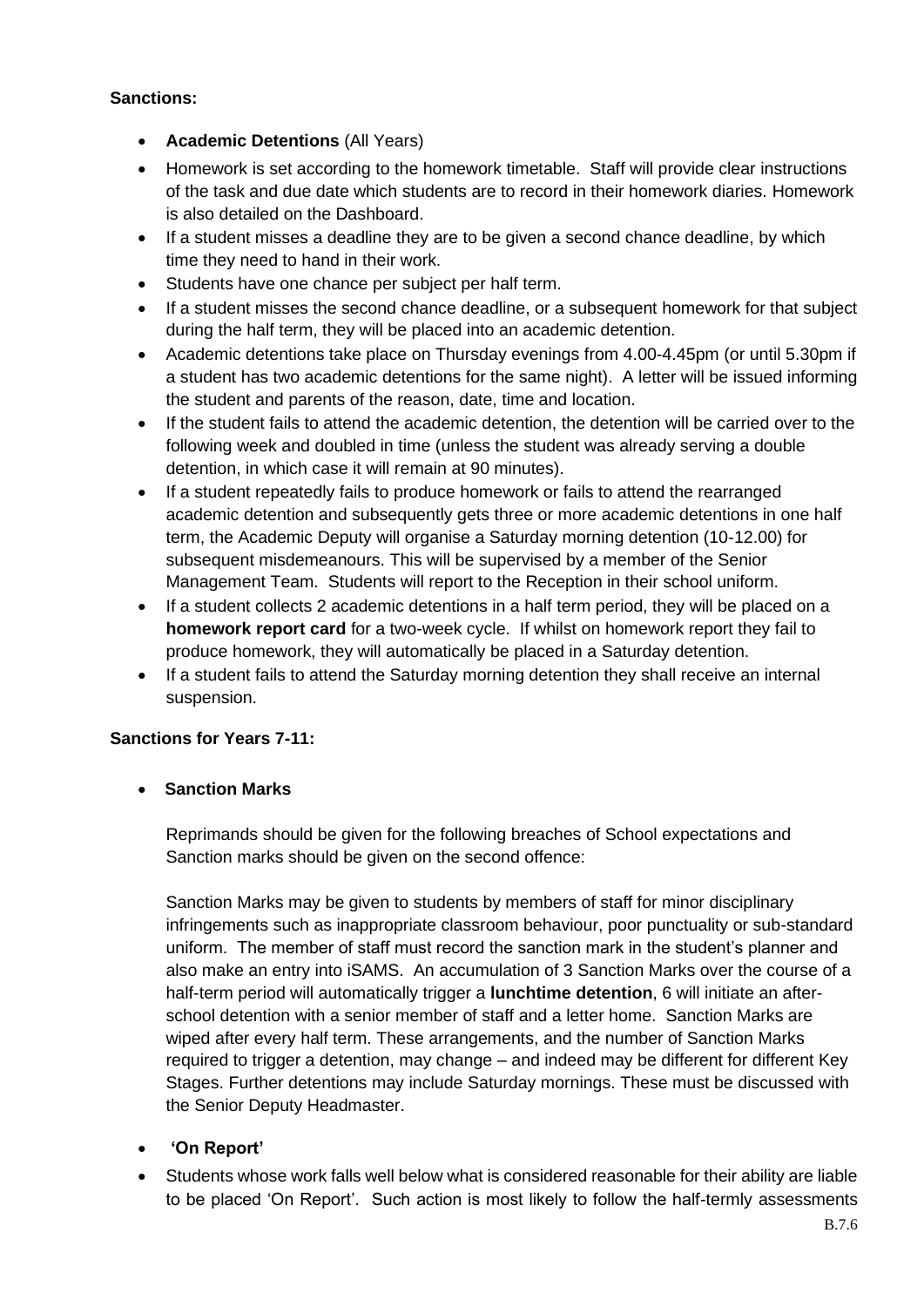**Sanctions:**

- **Academic Detentions** (All Years)
- Homework is set according to the homework timetable. Staff will provide clear instructions of the task and due date which students are to record in their homework diaries. Homework is also detailed on the Dashboard.
- If a student misses a deadline they are to be given a second chance deadline, by which time they need to hand in their work.
- Students have one chance per subject per half term.
- If a student misses the second chance deadline, or a subsequent homework for that subject during the half term, they will be placed into an academic detention.
- Academic detentions take place on Thursday evenings from 4.00-4.45pm (or until 5.30pm if a student has two academic detentions for the same night). A letter will be issued informing the student and parents of the reason, date, time and location.
- If the student fails to attend the academic detention, the detention will be carried over to the following week and doubled in time (unless the student was already serving a double detention, in which case it will remain at 90 minutes).
- If a student repeatedly fails to produce homework or fails to attend the rearranged academic detention and subsequently gets three or more academic detentions in one half term, the Academic Deputy will organise a Saturday morning detention (10-12.00) for subsequent misdemeanours. This will be supervised by a member of the Senior Management Team. Students will report to the Reception in their school uniform.
- If a student collects 2 academic detentions in a half term period, they will be placed on a **homework report card** for a two-week cycle. If whilst on homework report they fail to produce homework, they will automatically be placed in a Saturday detention.
- If a student fails to attend the Saturday morning detention they shall receive an internal suspension.

**Sanctions for Years 7-11:**

- **Sanction Marks**

  Reprimands should be given for the following breaches of School expectations and Sanction marks should be given on the second offence:

  Sanction Marks may be given to students by members of staff for minor disciplinary infringements such as inappropriate classroom behaviour, poor punctuality or sub-standard uniform. The member of staff must record the sanction mark in the student's planner and also make an entry into iSAMS. An accumulation of 3 Sanction Marks over the course of a half-term period will automatically trigger a **lunchtime detention**, 6 will initiate an after-school detention with a senior member of staff and a letter home. Sanction Marks are wiped after every half term. These arrangements, and the number of Sanction Marks required to trigger a detention, may change – and indeed may be different for different Key Stages. Further detentions may include Saturday mornings. These must be discussed with the Senior Deputy Headmaster.

- **'On Report'**
- Students whose work falls well below what is considered reasonable for their ability are liable to be placed 'On Report'. Such action is most likely to follow the half-termly assessments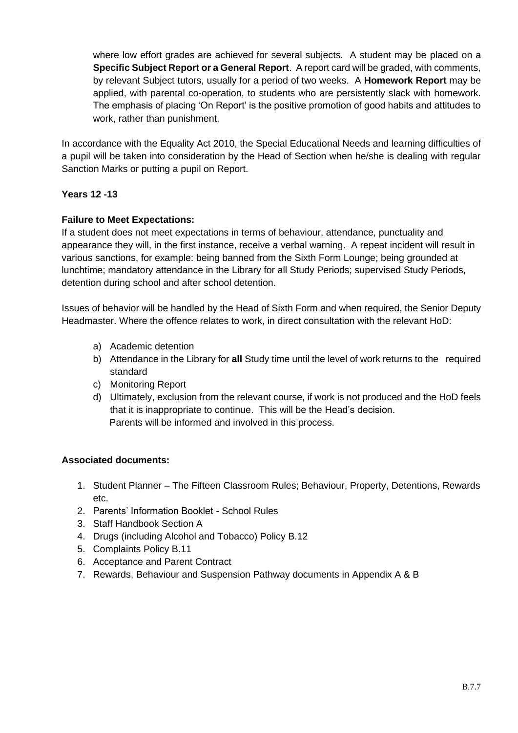where low effort grades are achieved for several subjects. A student may be placed on a **Specific Subject Report or a General Report**. A report card will be graded, with comments, by relevant Subject tutors, usually for a period of two weeks. A **Homework Report** may be applied, with parental co-operation, to students who are persistently slack with homework. The emphasis of placing 'On Report' is the positive promotion of good habits and attitudes to work, rather than punishment.

In accordance with the Equality Act 2010, the Special Educational Needs and learning difficulties of a pupil will be taken into consideration by the Head of Section when he/she is dealing with regular Sanction Marks or putting a pupil on Report.

**Years 12 -13**

**Failure to Meet Expectations:**
If a student does not meet expectations in terms of behaviour, attendance, punctuality and appearance they will, in the first instance, receive a verbal warning. A repeat incident will result in various sanctions, for example: being banned from the Sixth Form Lounge; being grounded at lunchtime; mandatory attendance in the Library for all Study Periods; supervised Study Periods, detention during school and after school detention.

Issues of behavior will be handled by the Head of Sixth Form and when required, the Senior Deputy Headmaster. Where the offence relates to work, in direct consultation with the relevant HoD:

a) Academic detention
b) Attendance in the Library for **all** Study time until the level of work returns to the required standard
c) Monitoring Report
d) Ultimately, exclusion from the relevant course, if work is not produced and the HoD feels that it is inappropriate to continue. This will be the Head's decision.
   Parents will be informed and involved in this process.

**Associated documents:**

1. Student Planner – The Fifteen Classroom Rules; Behaviour, Property, Detentions, Rewards etc.
2. Parents' Information Booklet - School Rules
3. Staff Handbook Section A
4. Drugs (including Alcohol and Tobacco) Policy B.12
5. Complaints Policy B.11
6. Acceptance and Parent Contract
7. Rewards, Behaviour and Suspension Pathway documents in Appendix A & B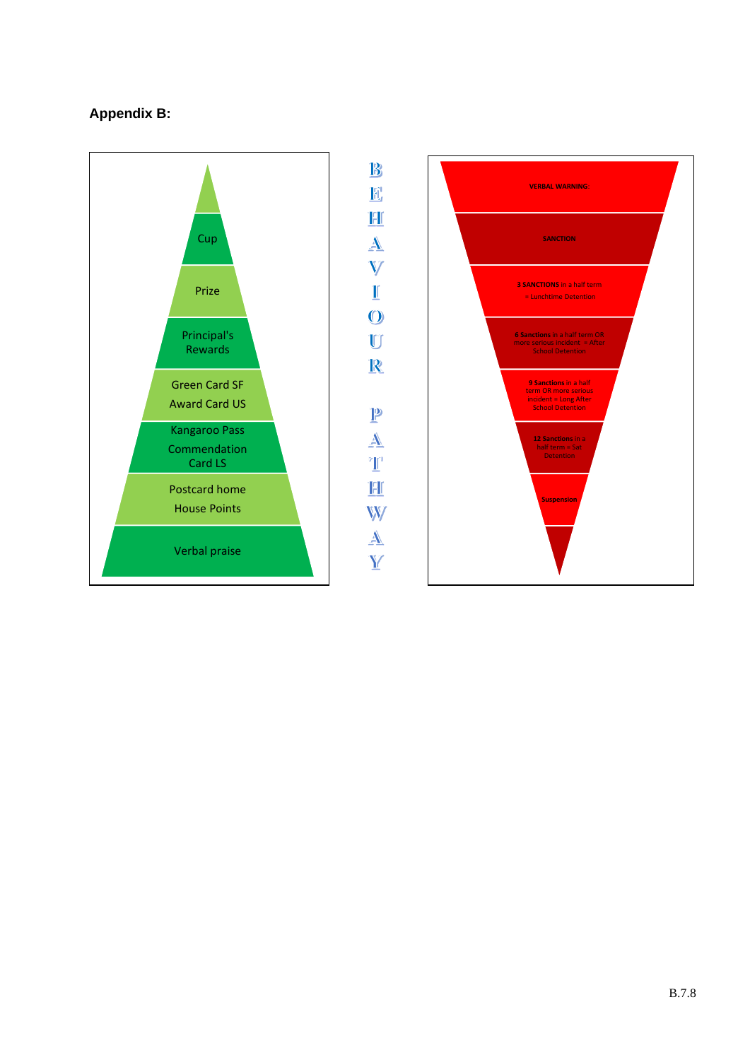## Appendix B:

**BEHAVIOUR PATHWAY**

- Cup
- Prize
- Principal's Rewards
- Green Card SF
  Award Card US
- Kangaroo Pass
  Commendation Card LS
- Postcard home
  House Points
- Verbal praise

---

- VERBAL WARNING
- SANCTION
- **3 SANCTIONS** in a half term = Lunchtime Detention
- **6 Sanctions** in a half term OR more serious incident = After School Detention
- **9 Sanctions** in a half term OR more serious incident = Long After School Detention
- **12 Sanctions** in a half term = Sat Detention
- Suspension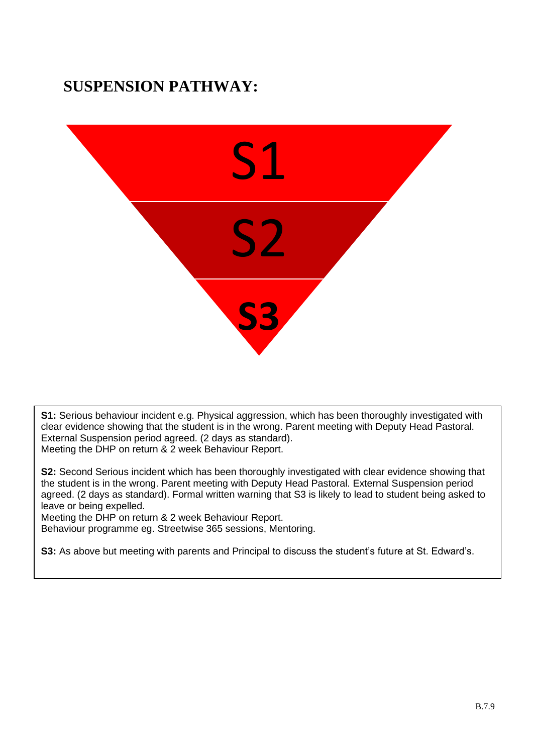## SUSPENSION PATHWAY:

S1

S2

S3

**S1:** Serious behaviour incident e.g. Physical aggression, which has been thoroughly investigated with clear evidence showing that the student is in the wrong. Parent meeting with Deputy Head Pastoral. External Suspension period agreed. (2 days as standard).
Meeting the DHP on return & 2 week Behaviour Report.

**S2:** Second Serious incident which has been thoroughly investigated with clear evidence showing that the student is in the wrong. Parent meeting with Deputy Head Pastoral. External Suspension period agreed. (2 days as standard). Formal written warning that S3 is likely to lead to student being asked to leave or being expelled.
Meeting the DHP on return & 2 week Behaviour Report.
Behaviour programme eg. Streetwise 365 sessions, Mentoring.

**S3:** As above but meeting with parents and Principal to discuss the student's future at St. Edward's.

B.7.9